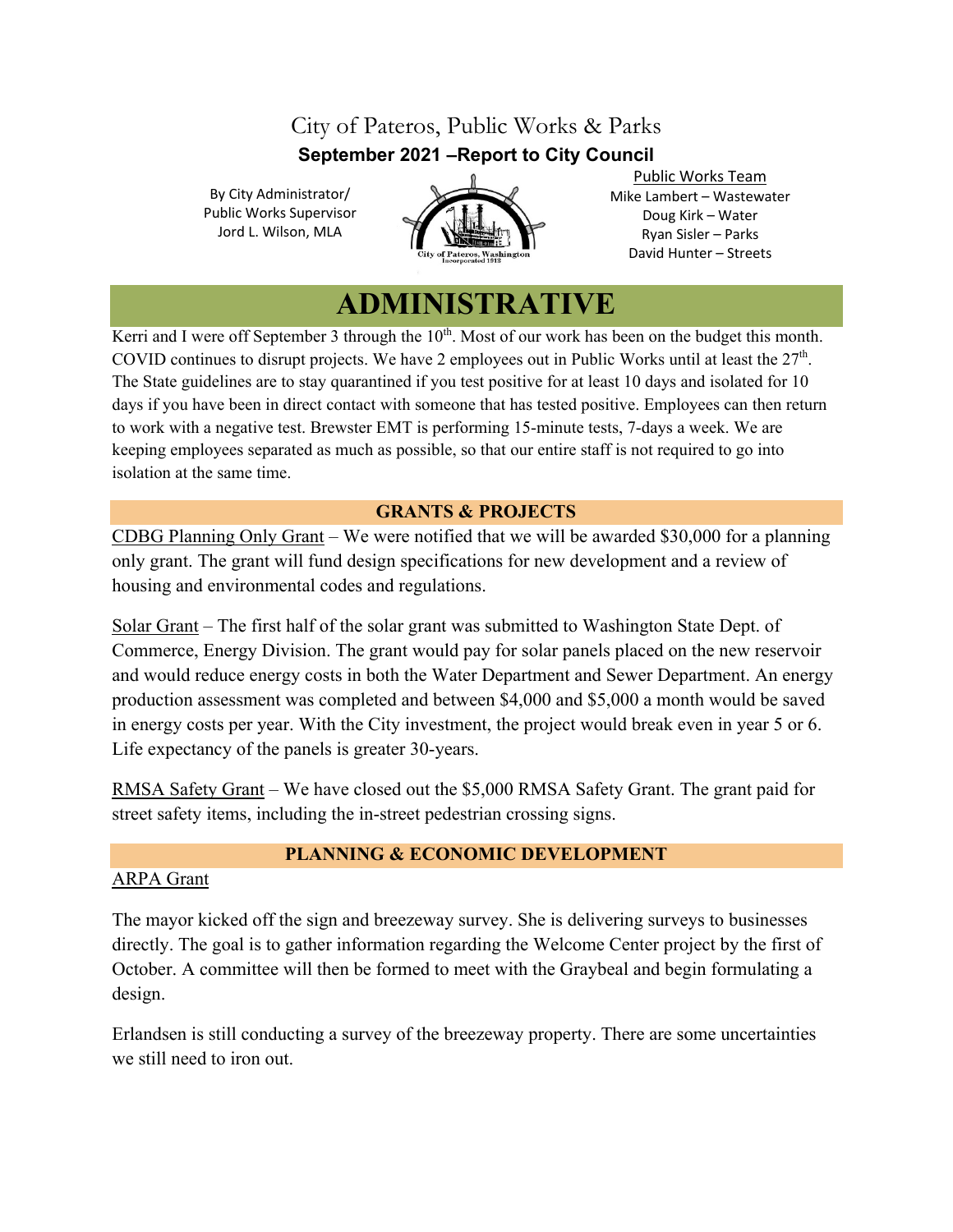# City of Pateros, Public Works & Parks

## September 2021 –Report to City Council

By City Administrator/
Public Works Supervisor
Jord L. Wilson, MLA

Public Works Team
Mike Lambert – Wastewater
Doug Kirk – Water
Ryan Sisler – Parks
David Hunter – Streets

## ADMINISTRATIVE

Kerri and I were off September 3 through the 10th. Most of our work has been on the budget this month. COVID continues to disrupt projects. We have 2 employees out in Public Works until at least the 27th. The State guidelines are to stay quarantined if you test positive for at least 10 days and isolated for 10 days if you have been in direct contact with someone that has tested positive. Employees can then return to work with a negative test. Brewster EMT is performing 15-minute tests, 7-days a week. We are keeping employees separated as much as possible, so that our entire staff is not required to go into isolation at the same time.

### GRANTS & PROJECTS

CDBG Planning Only Grant – We were notified that we will be awarded $30,000 for a planning only grant. The grant will fund design specifications for new development and a review of housing and environmental codes and regulations.

Solar Grant – The first half of the solar grant was submitted to Washington State Dept. of Commerce, Energy Division. The grant would pay for solar panels placed on the new reservoir and would reduce energy costs in both the Water Department and Sewer Department. An energy production assessment was completed and between $4,000 and $5,000 a month would be saved in energy costs per year. With the City investment, the project would break even in year 5 or 6. Life expectancy of the panels is greater 30-years.

RMSA Safety Grant – We have closed out the $5,000 RMSA Safety Grant. The grant paid for street safety items, including the in-street pedestrian crossing signs.

### PLANNING & ECONOMIC DEVELOPMENT

ARPA Grant

The mayor kicked off the sign and breezeway survey. She is delivering surveys to businesses directly. The goal is to gather information regarding the Welcome Center project by the first of October. A committee will then be formed to meet with the Graybeal and begin formulating a design.

Erlandsen is still conducting a survey of the breezeway property. There are some uncertainties we still need to iron out.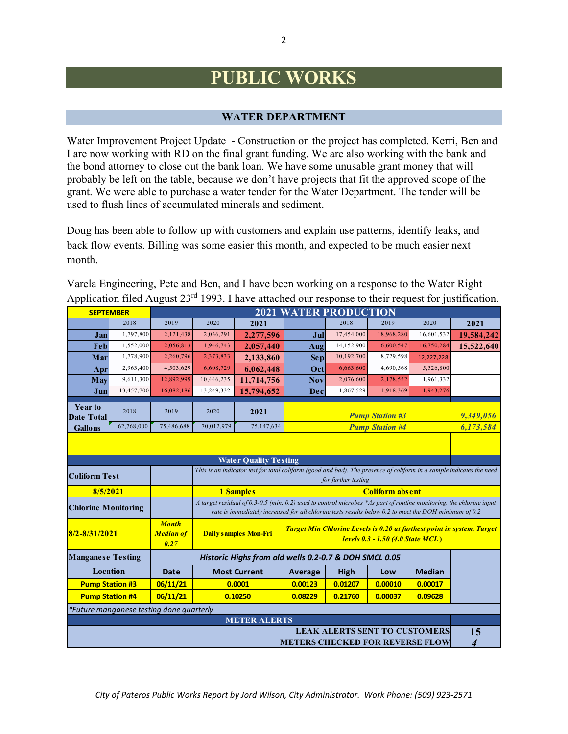# PUBLIC WORKS

## WATER DEPARTMENT

Water Improvement Project Update - Construction on the project has completed. Kerri, Ben and I are now working with RD on the final grant funding. We are also working with the bank and the bond attorney to close out the bank loan. We have some unusable grant money that will probably be left on the table, because we don't have projects that fit the approved scope of the grant. We were able to purchase a water tender for the Water Department. The tender will be used to flush lines of accumulated minerals and sediment.

Doug has been able to follow up with customers and explain use patterns, identify leaks, and back flow events. Billing was some easier this month, and expected to be much easier next month.

Varela Engineering, Pete and Ben, and I have been working on a response to the Water Right Application filed August 23rd 1993. I have attached our response to their request for justification.

| SEPTEMBER | 2021 WATER PRODUCTION | | | | | | | | |
|---|---|---|---|---|---|---|---|---|---|
| | 2018 | 2019 | 2020 | **2021** | | 2018 | 2019 | 2020 | **2021** |
| **Jan** | 1,797,800 | 2,121,438 | 2,036,291 | **2,277,596** | **Jul** | 17,454,000 | 18,968,280 | 16,601,532 | **19,584,242** |
| **Feb** | 1,552,000 | 2,056,813 | 1,946,743 | **2,057,440** | **Aug** | 14,152,900 | 16,600,547 | 16,750,284 | **15,522,640** |
| **Mar** | 1,778,900 | 2,260,796 | 2,373,833 | **2,133,860** | **Sep** | 10,192,700 | 8,729,598 | 12,227,228 | |
| **Apr** | 2,963,400 | 4,503,629 | 6,608,729 | **6,062,448** | **Oct** | 6,663,600 | 4,690,568 | 5,526,800 | |
| **May** | 9,611,300 | 12,892,999 | 10,446,235 | **11,714,756** | **Nov** | 2,076,600 | 2,178,552 | 1,961,332 | |
| **Jun** | 13,457,700 | 16,082,186 | 13,249,332 | **15,794,652** | **Dec** | 1,867,529 | 1,918,369 | 1,943,276 | |
| **Year to Date Total Gallons** | 2018 | 2019 | 2020 | **2021** | | | ***Pump Station #3*** | | ***9,349,056*** |
| | 62,768,000 | 75,486,688 | 70,012,979 | 75,147,634 | | | ***Pump Station #4*** | | ***6,173,584*** |

| **Water Quality Testing** | | | | | | | |
|---|---|---|---|---|---|---|---|
| **Coliform Test** | | *This is an indicator test for total coliform (good and bad). The presence of coliform in a sample indicates the need for further testing* | | | | | |
| **8/5/2021** | | **1 Samples** | **Coliform absent** | | | | |
| **Chlorine Monitoring** | | *A target residual of 0.3-0.5 (min. 0.2) used to control microbes *As part of routine monitoring, the chlorine input rate is immediately increased for all chlorine tests results below 0.2 to meet the DOH minimum of 0.2* | | | | | |
| **8/2-8/31/2021** | ***Month Median of 0.27*** | **Daily samples Mon-Fri** | ***Target Min Chlorine Levels is 0.20 at furthest point in system. Target levels 0.3 - 1.50 (4.0 State MCL)*** | | | | |
| **Manganese Testing** | ***Historic Highs from old wells 0.2-0.7 & DOH SMCL 0.05*** | | | | | | |
| **Location** | **Date** | **Most Current** | **Average** | **High** | **Low** | **Median** | |
| **Pump Station #3** | **06/11/21** | **0.0001** | **0.00123** | **0.01207** | **0.00010** | **0.00017** | |
| **Pump Station #4** | **06/11/21** | **0.10250** | **0.08229** | **0.21760** | **0.00037** | **0.09628** | |
| *\*Future manganese testing done quarterly* | | | | | | | |

| **METER ALERTS** | |
|---|---|
| **LEAK ALERTS SENT TO CUSTOMERS** | **15** |
| **METERS CHECKED FOR REVERSE FLOW** | ***4*** |

*City of Pateros Public Works Report by Jord Wilson, City Administrator. Work Phone: (509) 923-2571*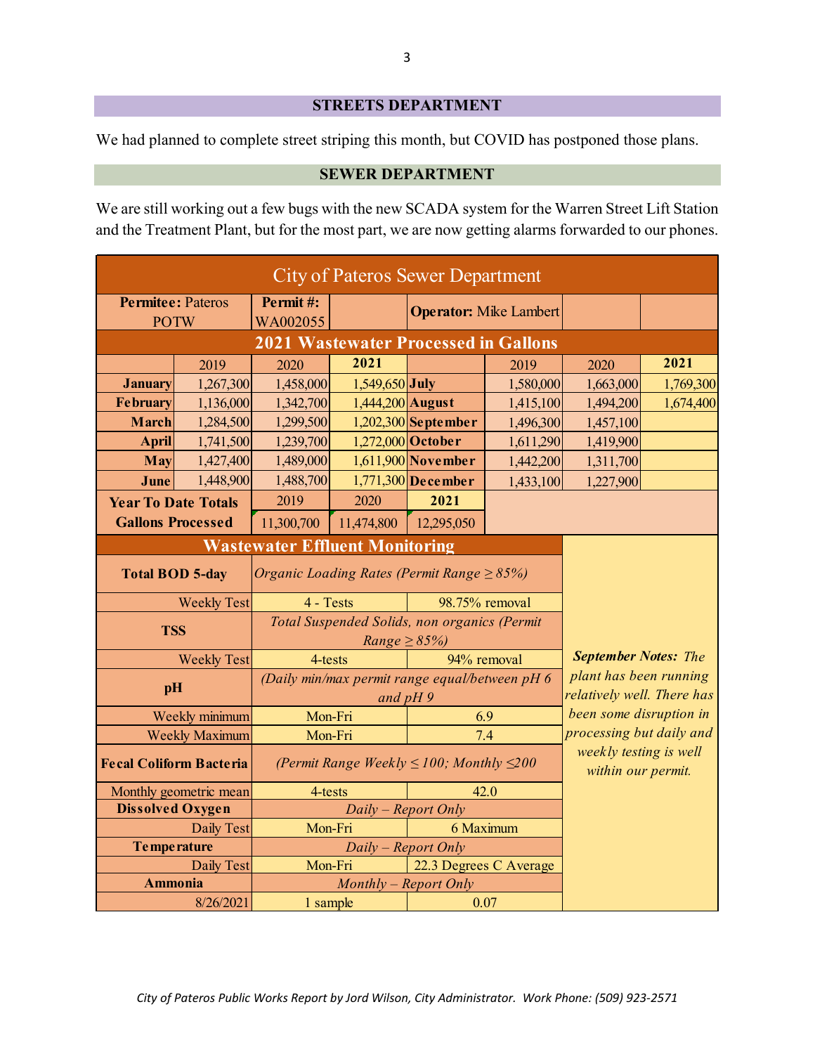## STREETS DEPARTMENT

We had planned to complete street striping this month, but COVID has postponed those plans.

## SEWER DEPARTMENT

We are still working out a few bugs with the new SCADA system for the Warren Street Lift Station and the Treatment Plant, but for the most part, we are now getting alarms forwarded to our phones.

### City of Pateros Sewer Department

| **Permitee:** Pateros POTW | **Permit #:** WA002055 | | **Operator:** Mike Lambert | | |
|---|---|---|---|---|---|

**2021 Wastewater Processed in Gallons**

| | 2019 | 2020 | 2021 | | 2019 | 2020 | 2021 |
|---|---|---|---|---|---|---|---|
| **January** | 1,267,300 | 1,458,000 | 1,549,650 | **July** | 1,580,000 | 1,663,000 | 1,769,300 |
| **February** | 1,136,000 | 1,342,700 | 1,444,200 | **August** | 1,415,100 | 1,494,200 | 1,674,400 |
| **March** | 1,284,500 | 1,299,500 | 1,202,300 | **September** | 1,496,300 | 1,457,100 | |
| **April** | 1,741,500 | 1,239,700 | 1,272,000 | **October** | 1,611,290 | 1,419,900 | |
| **May** | 1,427,400 | 1,489,000 | 1,611,900 | **November** | 1,442,200 | 1,311,700 | |
| **June** | 1,448,900 | 1,488,700 | 1,771,300 | **December** | 1,433,100 | 1,227,900 | |

| **Year To Date Totals Gallons Processed** | 2019 | 2020 | **2021** |
|---|---|---|---|
| | 11,300,700 | 11,474,800 | 12,295,050 |

**Wastewater Effluent Monitoring**

| | | |
|---|---|---|
| **Total BOD 5-day** | *Organic Loading Rates (Permit Range ≥ 85%)* | |
| Weekly Test | 4 - Tests | 98.75% removal |
| **TSS** | *Total Suspended Solids, non organics (Permit Range ≥ 85%)* | |
| Weekly Test | 4-tests | 94% removal |
| **pH** | *(Daily min/max permit range equal/between pH 6 and pH 9* | |
| Weekly minimum | Mon-Fri | 6.9 |
| Weekly Maximum | Mon-Fri | 7.4 |
| **Fecal Coliform Bacteria** | *(Permit Range Weekly ≤ 100; Monthly ≤200* | |
| Monthly geometric mean | 4-tests | 42.0 |
| **Dissolved Oxygen** | *Daily – Report Only* | |
| Daily Test | Mon-Fri | 6 Maximum |
| **Temperature** | *Daily – Report Only* | |
| Daily Test | Mon-Fri | 22.3 Degrees C Average |
| **Ammonia** | *Monthly – Report Only* | |
| 8/26/2021 | 1 sample | 0.07 |

***September Notes:*** *The plant has been running relatively well. There has been some disruption in processing but daily and weekly testing is well within our permit.*

*City of Pateros Public Works Report by Jord Wilson, City Administrator. Work Phone: (509) 923-2571*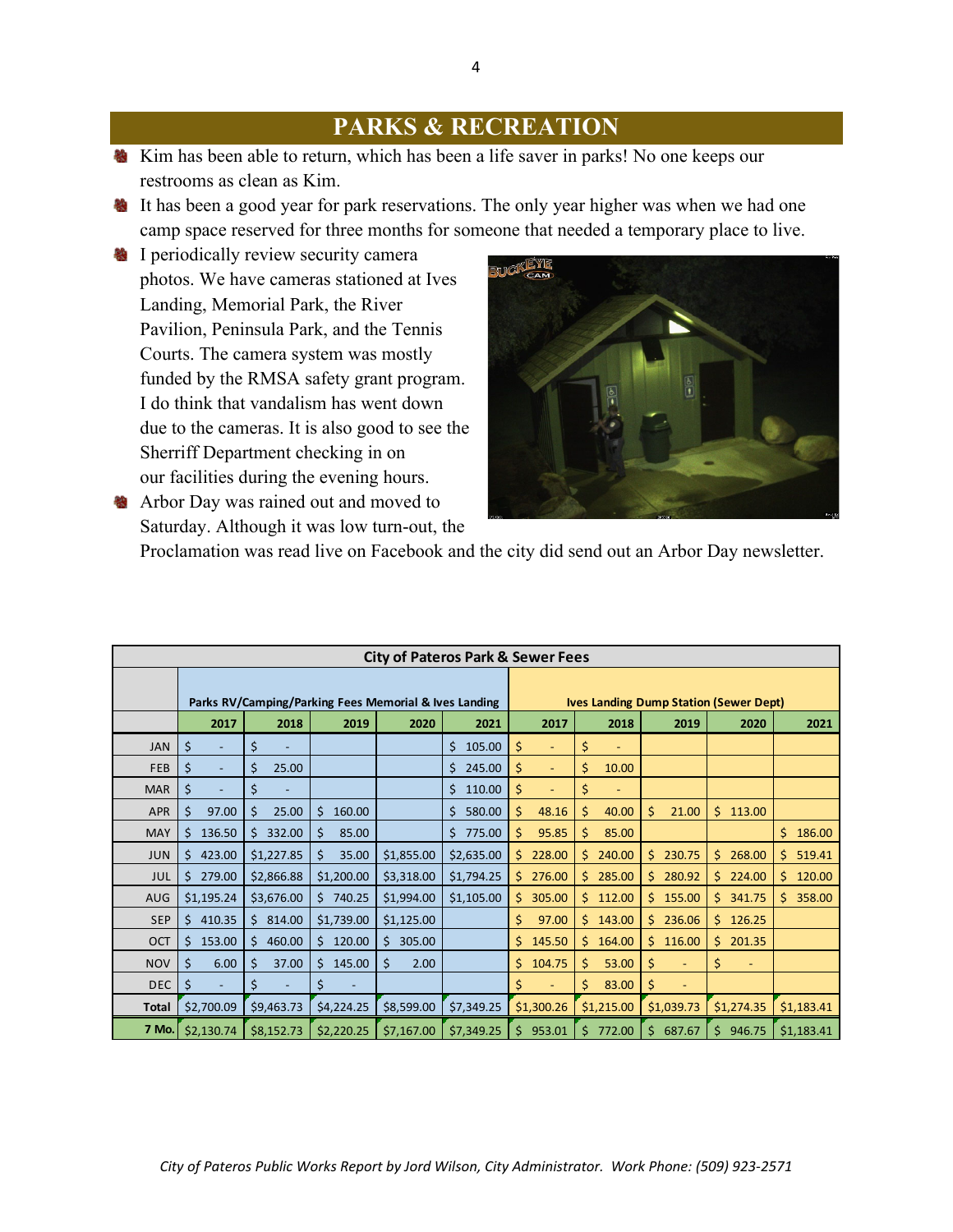## PARKS & RECREATION

- Kim has been able to return, which has been a life saver in parks! No one keeps our restrooms as clean as Kim.
- It has been a good year for park reservations. The only year higher was when we had one camp space reserved for three months for someone that needed a temporary place to live.
- I periodically review security camera photos. We have cameras stationed at Ives Landing, Memorial Park, the River Pavilion, Peninsula Park, and the Tennis Courts. The camera system was mostly funded by the RMSA safety grant program. I do think that vandalism has went down due to the cameras. It is also good to see the Sherriff Department checking in on our facilities during the evening hours.
- Arbor Day was rained out and moved to Saturday. Although it was low turn-out, the Proclamation was read live on Facebook and the city did send out an Arbor Day newsletter.

**City of Pateros Park & Sewer Fees**

| | Parks RV/Camping/Parking Fees Memorial & Ives Landing | | | | | Ives Landing Dump Station (Sewer Dept) | | | | |
|---|---|---|---|---|---|---|---|---|---|---|
| | 2017 | 2018 | 2019 | 2020 | 2021 | 2017 | 2018 | 2019 | 2020 | 2021 |
| JAN | $ - | $ - | | | $ 105.00 | $ - | $ - | | | |
| FEB | $ - | $ 25.00 | | | $ 245.00 | $ - | $ 10.00 | | | |
| MAR | $ - | $ - | | | $ 110.00 | $ - | $ - | | | |
| APR | $ 97.00 | $ 25.00 | $ 160.00 | | $ 580.00 | $ 48.16 | $ 40.00 | $ 21.00 | $ 113.00 | |
| MAY | $ 136.50 | $ 332.00 | $ 85.00 | | $ 775.00 | $ 95.85 | $ 85.00 | | | $ 186.00 |
| JUN | $ 423.00 | $1,227.85 | $ 35.00 | $1,855.00 | $2,635.00 | $ 228.00 | $ 240.00 | $ 230.75 | $ 268.00 | $ 519.41 |
| JUL | $ 279.00 | $2,866.88 | $1,200.00 | $3,318.00 | $1,794.25 | $ 276.00 | $ 285.00 | $ 280.92 | $ 224.00 | $ 120.00 |
| AUG | $1,195.24 | $3,676.00 | $ 740.25 | $1,994.00 | $1,105.00 | $ 305.00 | $ 112.00 | $ 155.00 | $ 341.75 | $ 358.00 |
| SEP | $ 410.35 | $ 814.00 | $1,739.00 | $1,125.00 | | $ 97.00 | $ 143.00 | $ 236.06 | $ 126.25 | |
| OCT | $ 153.00 | $ 460.00 | $ 120.00 | $ 305.00 | | $ 145.50 | $ 164.00 | $ 116.00 | $ 201.35 | |
| NOV | $ 6.00 | $ 37.00 | $ 145.00 | $ 2.00 | | $ 104.75 | $ 53.00 | $ - | $ - | |
| DEC | $ - | $ - | $ - | | | $ - | $ 83.00 | $ - | | |
| **Total** | $2,700.09 | $9,463.73 | $4,224.25 | $8,599.00 | $7,349.25 | $1,300.26 | $1,215.00 | $1,039.73 | $1,274.35 | $1,183.41 |
| **7 Mo.** | $2,130.74 | $8,152.73 | $2,220.25 | $7,167.00 | $7,349.25 | $ 953.01 | $ 772.00 | $ 687.67 | $ 946.75 | $1,183.41 |

*City of Pateros Public Works Report by Jord Wilson, City Administrator. Work Phone: (509) 923-2571*